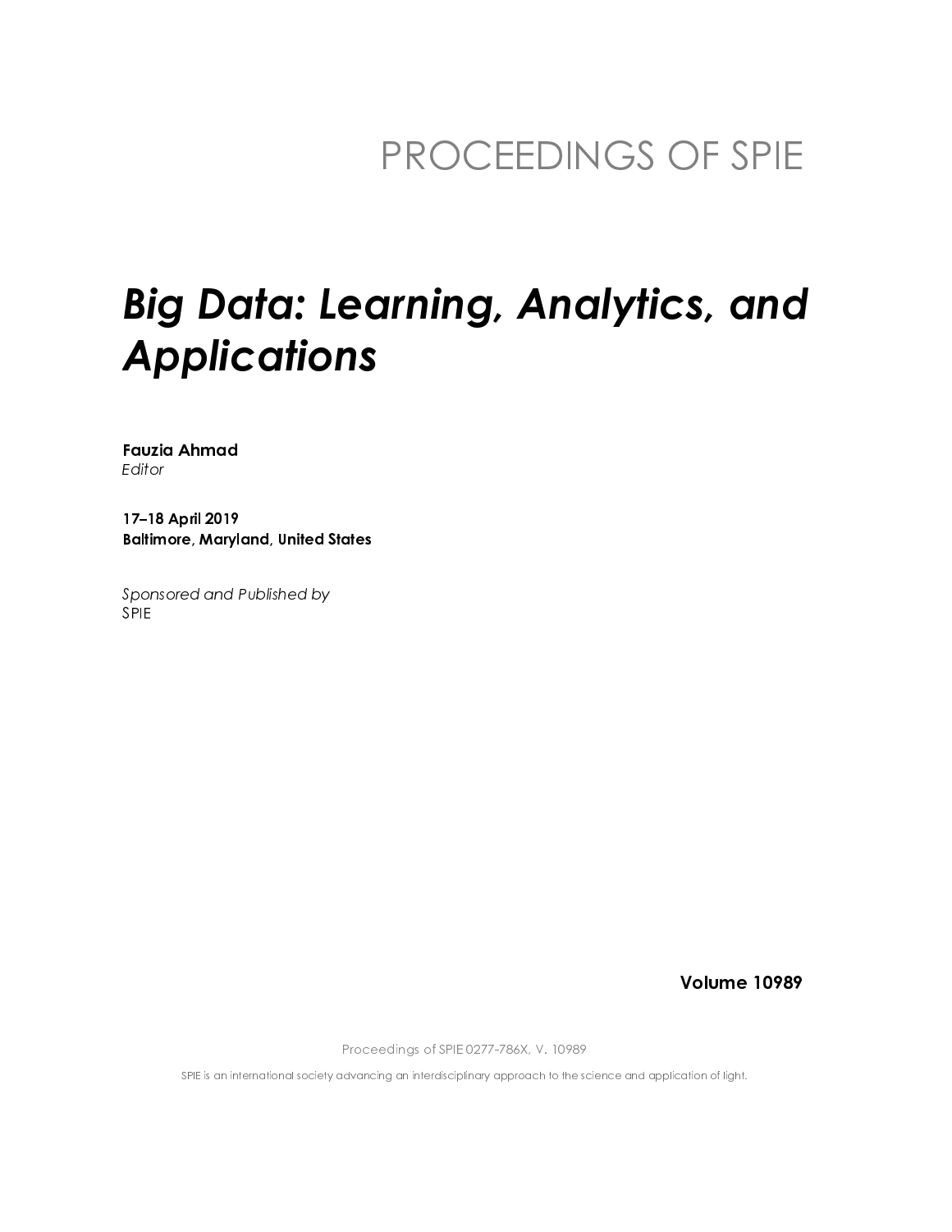PROCEEDINGS OF SPIE

# *Big Data: Learning, Analytics, and Applications*

**Fauzia Ahmad**
*Editor*

**17–18 April 2019**
**Baltimore, Maryland, United States**

*Sponsored and Published by*
SPIE

**Volume 10989**

Proceedings of SPIE 0277-786X, V. 10989

SPIE is an international society advancing an interdisciplinary approach to the science and application of light.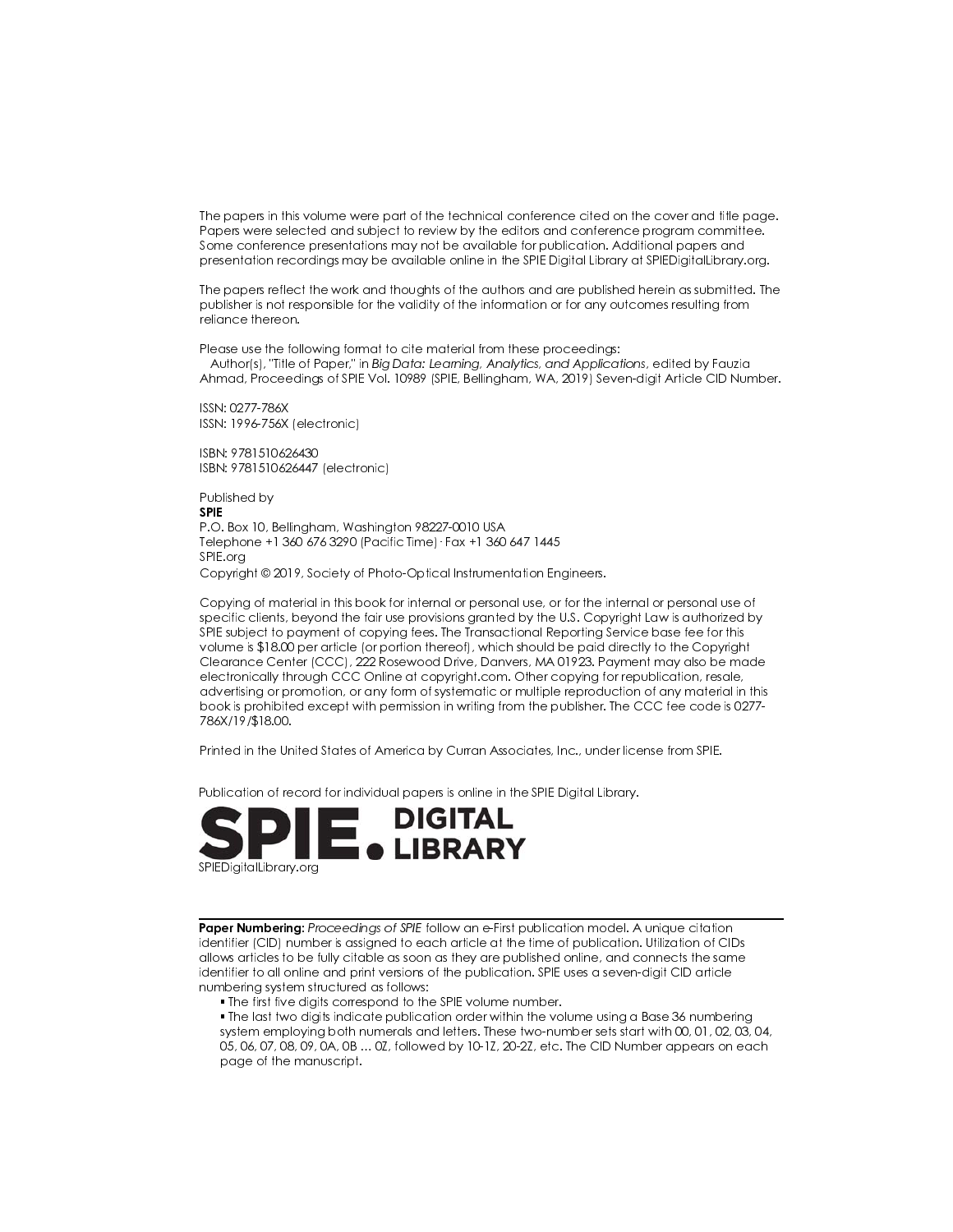The papers in this volume were part of the technical conference cited on the cover and title page. Papers were selected and subject to review by the editors and conference program committee. Some conference presentations may not be available for publication. Additional papers and presentation recordings may be available online in the SPIE Digital Library at SPIEDigitalLibrary.org.

The papers reflect the work and thoughts of the authors and are published herein as submitted. The publisher is not responsible for the validity of the information or for any outcomes resulting from reliance thereon.

Please use the following format to cite material from these proceedings:
Author(s), "Title of Paper," in *Big Data: Learning, Analytics, and Applications*, edited by Fauzia Ahmad, Proceedings of SPIE Vol. 10989 (SPIE, Bellingham, WA, 2019) Seven-digit Article CID Number.

ISSN: 0277-786X
ISSN: 1996-756X (electronic)

ISBN: 9781510626430
ISBN: 9781510626447 (electronic)

Published by
**SPIE**
P.O. Box 10, Bellingham, Washington 98227-0010 USA
Telephone +1 360 676 3290 (Pacific Time) · Fax +1 360 647 1445
SPIE.org
Copyright © 2019, Society of Photo-Optical Instrumentation Engineers.

Copying of material in this book for internal or personal use, or for the internal or personal use of specific clients, beyond the fair use provisions granted by the U.S. Copyright Law is authorized by SPIE subject to payment of copying fees. The Transactional Reporting Service base fee for this volume is $18.00 per article (or portion thereof), which should be paid directly to the Copyright Clearance Center (CCC), 222 Rosewood Drive, Danvers, MA 01923. Payment may also be made electronically through CCC Online at copyright.com. Other copying for republication, resale, advertising or promotion, or any form of systematic or multiple reproduction of any material in this book is prohibited except with permission in writing from the publisher. The CCC fee code is 0277-786X/19/$18.00.

Printed in the United States of America by Curran Associates, Inc., under license from SPIE.

Publication of record for individual papers is online in the SPIE Digital Library.

**SPIE. DIGITAL LIBRARY**
SPIEDigitalLibrary.org

---

**Paper Numbering:** *Proceedings of SPIE* follow an e-First publication model. A unique citation identifier (CID) number is assigned to each article at the time of publication. Utilization of CIDs allows articles to be fully citable as soon as they are published online, and connects the same identifier to all online and print versions of the publication. SPIE uses a seven-digit CID article numbering system structured as follows:

- The first five digits correspond to the SPIE volume number.
- The last two digits indicate publication order within the volume using a Base 36 numbering system employing both numerals and letters. These two-number sets start with 00, 01, 02, 03, 04, 05, 06, 07, 08, 09, 0A, 0B … 0Z, followed by 10-1Z, 20-2Z, etc. The CID Number appears on each page of the manuscript.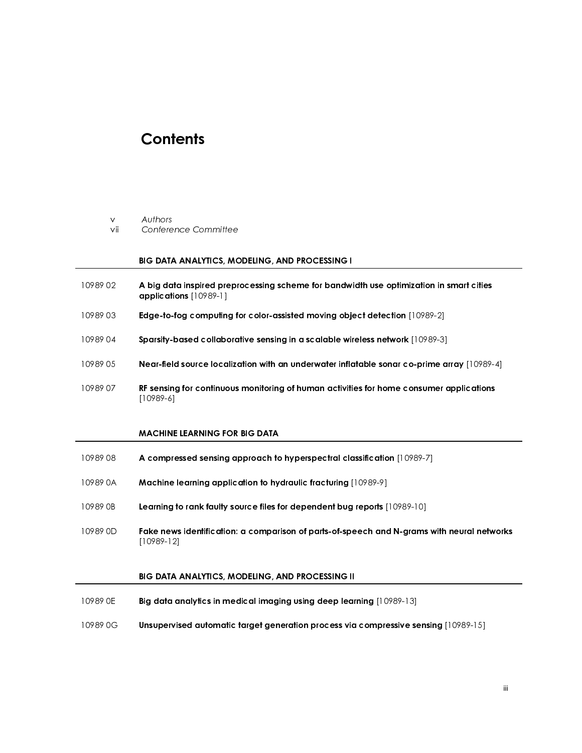# Contents

v *Authors*
vii *Conference Committee*

## BIG DATA ANALYTICS, MODELING, AND PROCESSING I

10989 02 **A big data inspired preprocessing scheme for bandwidth use optimization in smart cities applications** [10989-1]

10989 03 **Edge-to-fog computing for color-assisted moving object detection** [10989-2]

10989 04 **Sparsity-based collaborative sensing in a scalable wireless network** [10989-3]

10989 05 **Near-field source localization with an underwater inflatable sonar co-prime array** [10989-4]

10989 07 **RF sensing for continuous monitoring of human activities for home consumer applications** [10989-6]

## MACHINE LEARNING FOR BIG DATA

10989 08 **A compressed sensing approach to hyperspectral classification** [10989-7]

10989 0A **Machine learning application to hydraulic fracturing** [10989-9]

10989 0B **Learning to rank faulty source files for dependent bug reports** [10989-10]

10989 0D **Fake news identification: a comparison of parts-of-speech and N-grams with neural networks** [10989-12]

## BIG DATA ANALYTICS, MODELING, AND PROCESSING II

10989 0E **Big data analytics in medical imaging using deep learning** [10989-13]

10989 0G **Unsupervised automatic target generation process via compressive sensing** [10989-15]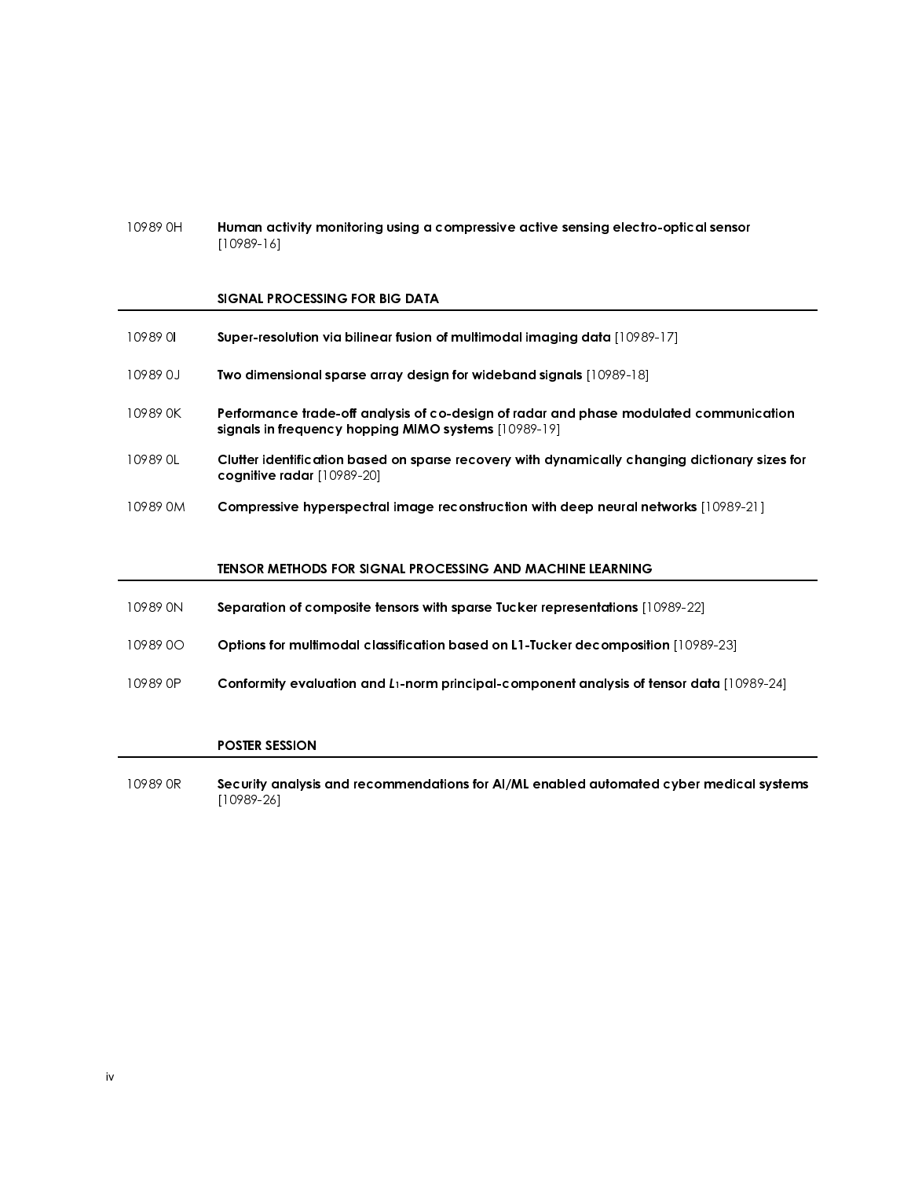10989 0H **Human activity monitoring using a compressive active sensing electro-optical sensor** [10989-16]

## SIGNAL PROCESSING FOR BIG DATA

10989 0I **Super-resolution via bilinear fusion of multimodal imaging data** [10989-17]

10989 0J **Two dimensional sparse array design for wideband signals** [10989-18]

10989 0K **Performance trade-off analysis of co-design of radar and phase modulated communication signals in frequency hopping MIMO systems** [10989-19]

10989 0L **Clutter identification based on sparse recovery with dynamically changing dictionary sizes for cognitive radar** [10989-20]

10989 0M **Compressive hyperspectral image reconstruction with deep neural networks** [10989-21]

## TENSOR METHODS FOR SIGNAL PROCESSING AND MACHINE LEARNING

10989 0N **Separation of composite tensors with sparse Tucker representations** [10989-22]

10989 0O **Options for multimodal classification based on L1-Tucker decomposition** [10989-23]

10989 0P **Conformity evaluation and $L_1$-norm principal-component analysis of tensor data** [10989-24]

## POSTER SESSION

10989 0R **Security analysis and recommendations for AI/ML enabled automated cyber medical systems** [10989-26]